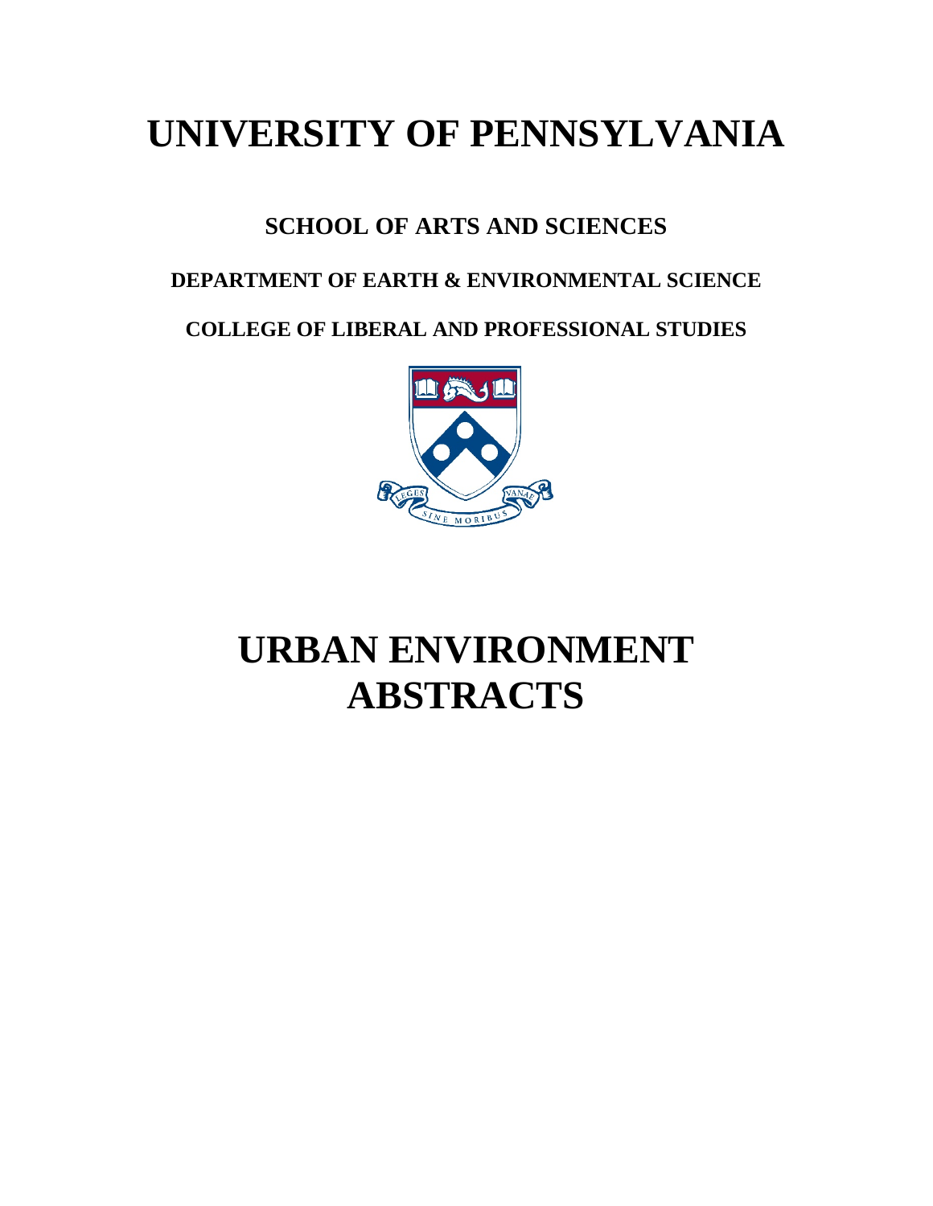# UNIVERSITY OF PENNSYLVANIA

## SCHOOL OF ARTS AND SCIENCES

### DEPARTMENT OF EARTH & ENVIRONMENTAL SCIENCE

### COLLEGE OF LIBERAL AND PROFESSIONAL STUDIES

# URBAN ENVIRONMENT ABSTRACTS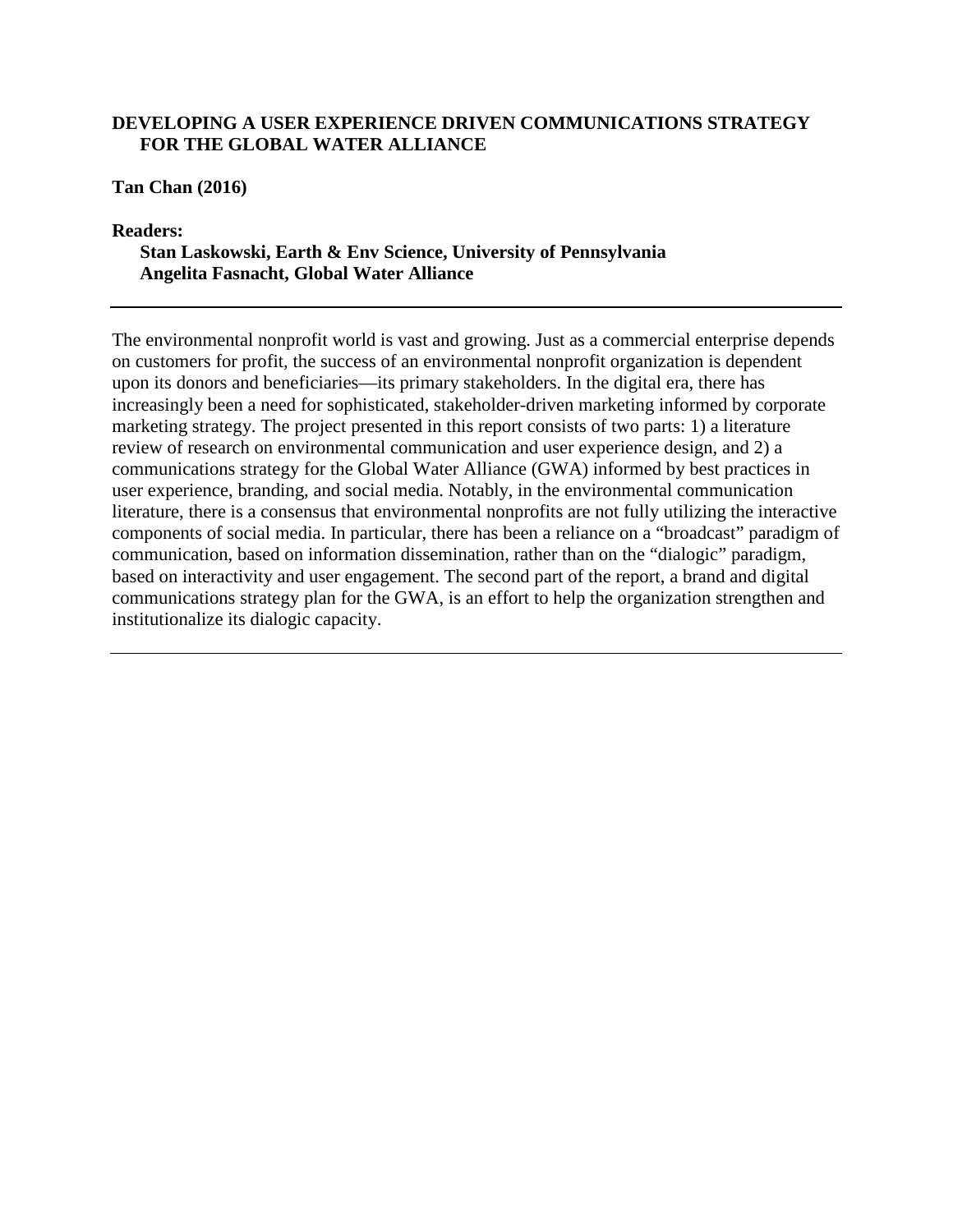**DEVELOPING A USER EXPERIENCE DRIVEN COMMUNICATIONS STRATEGY FOR THE GLOBAL WATER ALLIANCE**

**Tan Chan (2016)**

**Readers:**
**Stan Laskowski, Earth & Env Science, University of Pennsylvania**
**Angelita Fasnacht, Global Water Alliance**

---

The environmental nonprofit world is vast and growing. Just as a commercial enterprise depends on customers for profit, the success of an environmental nonprofit organization is dependent upon its donors and beneficiaries—its primary stakeholders. In the digital era, there has increasingly been a need for sophisticated, stakeholder-driven marketing informed by corporate marketing strategy. The project presented in this report consists of two parts: 1) a literature review of research on environmental communication and user experience design, and 2) a communications strategy for the Global Water Alliance (GWA) informed by best practices in user experience, branding, and social media. Notably, in the environmental communication literature, there is a consensus that environmental nonprofits are not fully utilizing the interactive components of social media. In particular, there has been a reliance on a "broadcast" paradigm of communication, based on information dissemination, rather than on the "dialogic" paradigm, based on interactivity and user engagement. The second part of the report, a brand and digital communications strategy plan for the GWA, is an effort to help the organization strengthen and institutionalize its dialogic capacity.

---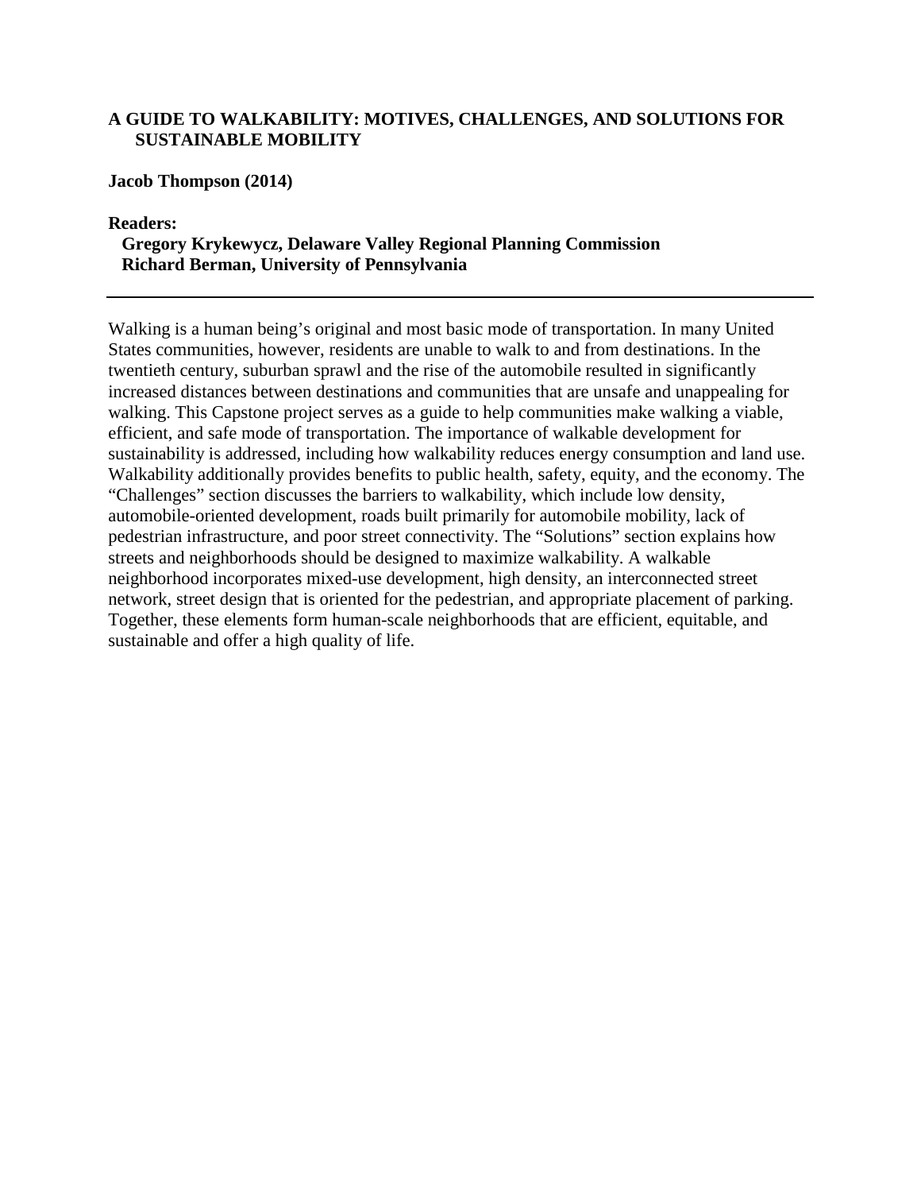**A GUIDE TO WALKABILITY: MOTIVES, CHALLENGES, AND SOLUTIONS FOR SUSTAINABLE MOBILITY**

**Jacob Thompson (2014)**

**Readers:**
**Gregory Krykewycz, Delaware Valley Regional Planning Commission**
**Richard Berman, University of Pennsylvania**

---

Walking is a human being's original and most basic mode of transportation. In many United States communities, however, residents are unable to walk to and from destinations. In the twentieth century, suburban sprawl and the rise of the automobile resulted in significantly increased distances between destinations and communities that are unsafe and unappealing for walking. This Capstone project serves as a guide to help communities make walking a viable, efficient, and safe mode of transportation. The importance of walkable development for sustainability is addressed, including how walkability reduces energy consumption and land use. Walkability additionally provides benefits to public health, safety, equity, and the economy. The "Challenges" section discusses the barriers to walkability, which include low density, automobile-oriented development, roads built primarily for automobile mobility, lack of pedestrian infrastructure, and poor street connectivity. The "Solutions" section explains how streets and neighborhoods should be designed to maximize walkability. A walkable neighborhood incorporates mixed-use development, high density, an interconnected street network, street design that is oriented for the pedestrian, and appropriate placement of parking. Together, these elements form human-scale neighborhoods that are efficient, equitable, and sustainable and offer a high quality of life.